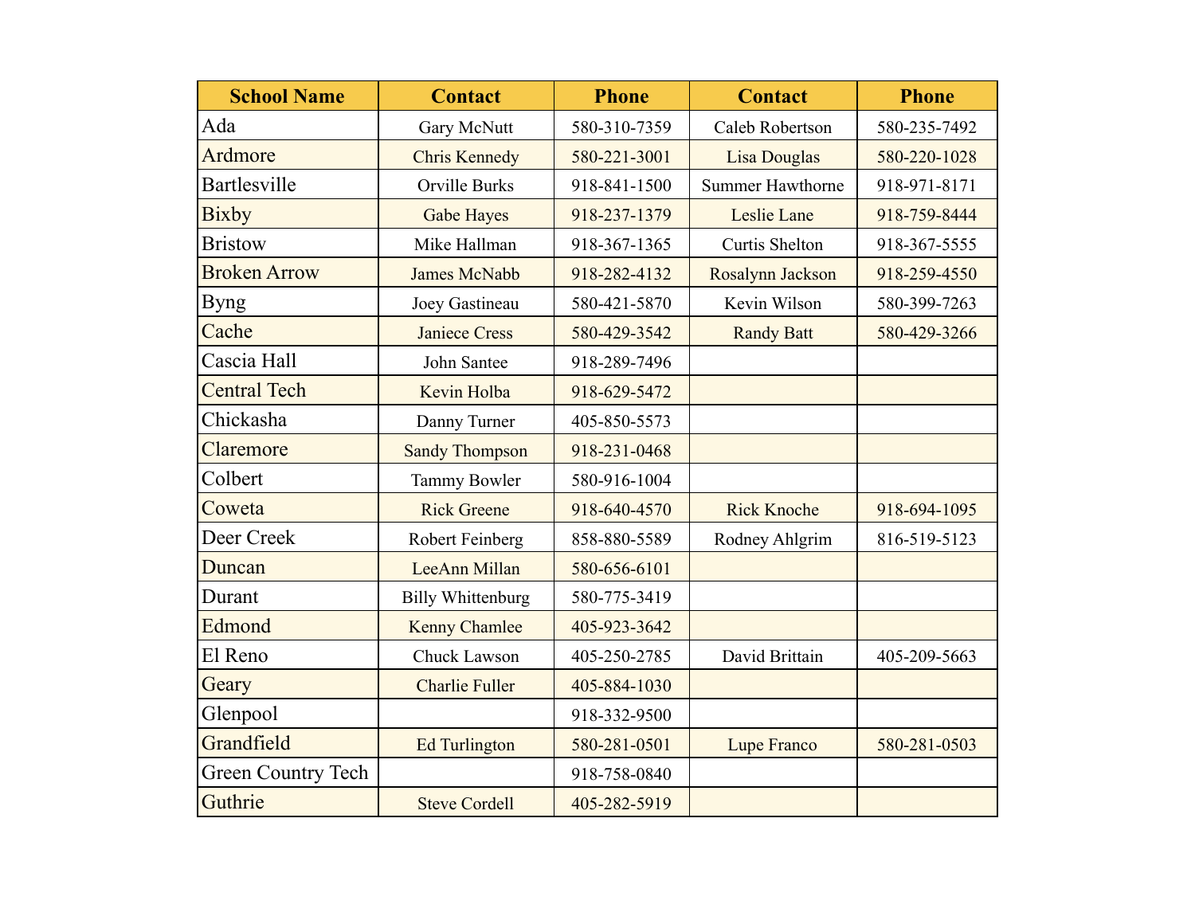| School Name | Contact | Phone | Contact | Phone |
| --- | --- | --- | --- | --- |
| Ada | Gary McNutt | 580-310-7359 | Caleb Robertson | 580-235-7492 |
| Ardmore | Chris Kennedy | 580-221-3001 | Lisa Douglas | 580-220-1028 |
| Bartlesville | Orville Burks | 918-841-1500 | Summer Hawthorne | 918-971-8171 |
| Bixby | Gabe Hayes | 918-237-1379 | Leslie Lane | 918-759-8444 |
| Bristow | Mike Hallman | 918-367-1365 | Curtis Shelton | 918-367-5555 |
| Broken Arrow | James McNabb | 918-282-4132 | Rosalynn Jackson | 918-259-4550 |
| Byng | Joey Gastineau | 580-421-5870 | Kevin Wilson | 580-399-7263 |
| Cache | Janiece Cress | 580-429-3542 | Randy Batt | 580-429-3266 |
| Cascia Hall | John Santee | 918-289-7496 | | |
| Central Tech | Kevin Holba | 918-629-5472 | | |
| Chickasha | Danny Turner | 405-850-5573 | | |
| Claremore | Sandy Thompson | 918-231-0468 | | |
| Colbert | Tammy Bowler | 580-916-1004 | | |
| Coweta | Rick Greene | 918-640-4570 | Rick Knoche | 918-694-1095 |
| Deer Creek | Robert Feinberg | 858-880-5589 | Rodney Ahlgrim | 816-519-5123 |
| Duncan | LeeAnn Millan | 580-656-6101 | | |
| Durant | Billy Whittenburg | 580-775-3419 | | |
| Edmond | Kenny Chamlee | 405-923-3642 | | |
| El Reno | Chuck Lawson | 405-250-2785 | David Brittain | 405-209-5663 |
| Geary | Charlie Fuller | 405-884-1030 | | |
| Glenpool | | 918-332-9500 | | |
| Grandfield | Ed Turlington | 580-281-0501 | Lupe Franco | 580-281-0503 |
| Green Country Tech | | 918-758-0840 | | |
| Guthrie | Steve Cordell | 405-282-5919 | | |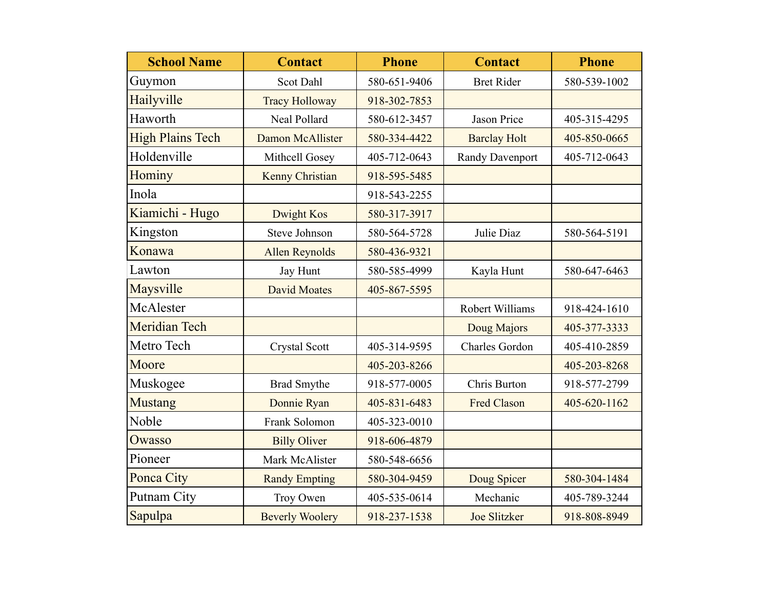| School Name | Contact | Phone | Contact | Phone |
|---|---|---|---|---|
| Guymon | Scot Dahl | 580-651-9406 | Bret Rider | 580-539-1002 |
| Hailyville | Tracy Holloway | 918-302-7853 | | |
| Haworth | Neal Pollard | 580-612-3457 | Jason Price | 405-315-4295 |
| High Plains Tech | Damon McAllister | 580-334-4422 | Barclay Holt | 405-850-0665 |
| Holdenville | Mithcell Gosey | 405-712-0643 | Randy Davenport | 405-712-0643 |
| Hominy | Kenny Christian | 918-595-5485 | | |
| Inola | | 918-543-2255 | | |
| Kiamichi - Hugo | Dwight Kos | 580-317-3917 | | |
| Kingston | Steve Johnson | 580-564-5728 | Julie Diaz | 580-564-5191 |
| Konawa | Allen Reynolds | 580-436-9321 | | |
| Lawton | Jay Hunt | 580-585-4999 | Kayla Hunt | 580-647-6463 |
| Maysville | David Moates | 405-867-5595 | | |
| McAlester | | | Robert Williams | 918-424-1610 |
| Meridian Tech | | | Doug Majors | 405-377-3333 |
| Metro Tech | Crystal Scott | 405-314-9595 | Charles Gordon | 405-410-2859 |
| Moore | | 405-203-8266 | | 405-203-8268 |
| Muskogee | Brad Smythe | 918-577-0005 | Chris Burton | 918-577-2799 |
| Mustang | Donnie Ryan | 405-831-6483 | Fred Clason | 405-620-1162 |
| Noble | Frank Solomon | 405-323-0010 | | |
| Owasso | Billy Oliver | 918-606-4879 | | |
| Pioneer | Mark McAlister | 580-548-6656 | | |
| Ponca City | Randy Empting | 580-304-9459 | Doug Spicer | 580-304-1484 |
| Putnam City | Troy Owen | 405-535-0614 | Mechanic | 405-789-3244 |
| Sapulpa | Beverly Woolery | 918-237-1538 | Joe Slitzker | 918-808-8949 |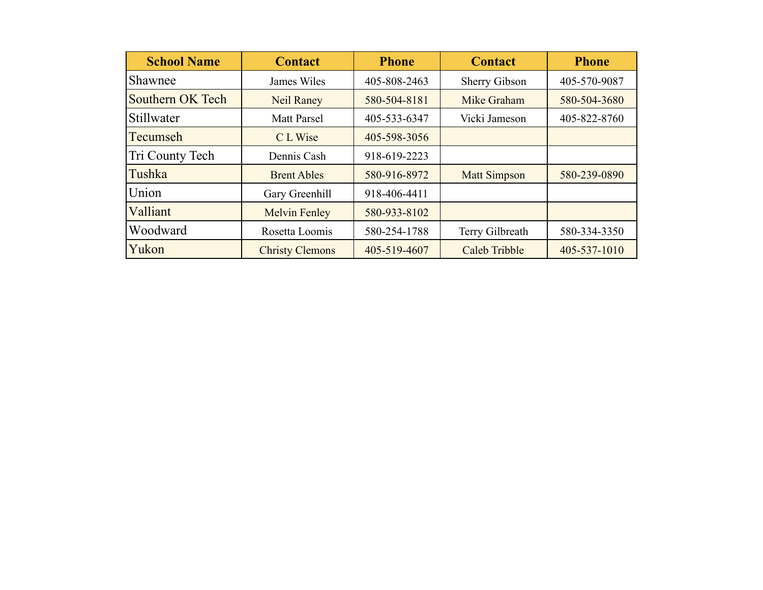| School Name | Contact | Phone | Contact | Phone |
| --- | --- | --- | --- | --- |
| Shawnee | James Wiles | 405-808-2463 | Sherry Gibson | 405-570-9087 |
| Southern OK Tech | Neil Raney | 580-504-8181 | Mike Graham | 580-504-3680 |
| Stillwater | Matt Parsel | 405-533-6347 | Vicki Jameson | 405-822-8760 |
| Tecumseh | C L Wise | 405-598-3056 | | |
| Tri County Tech | Dennis Cash | 918-619-2223 | | |
| Tushka | Brent Ables | 580-916-8972 | Matt Simpson | 580-239-0890 |
| Union | Gary Greenhill | 918-406-4411 | | |
| Valliant | Melvin Fenley | 580-933-8102 | | |
| Woodward | Rosetta Loomis | 580-254-1788 | Terry Gilbreath | 580-334-3350 |
| Yukon | Christy Clemons | 405-519-4607 | Caleb Tribble | 405-537-1010 |